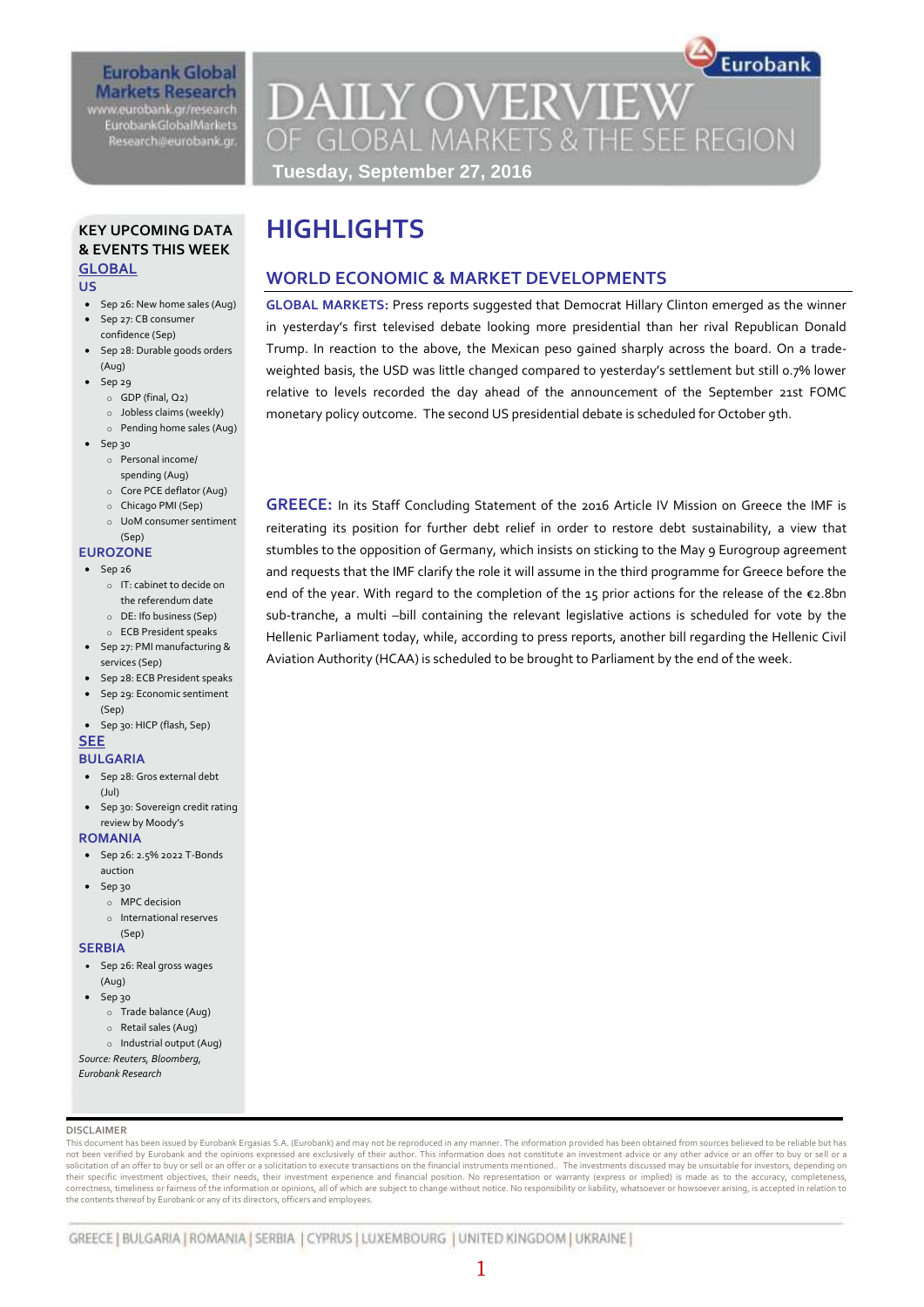Eurobank Global Markets Research
www.eurobank.gr/research
EurobankGlobalMarkets
Research@eurobank.gr

# DAILY OVERVIEW OF GLOBAL MARKETS & THE SEE REGION

**Tuesday, September 27, 2016**

## KEY UPCOMING DATA & EVENTS THIS WEEK

### GLOBAL

#### US

- Sep 26: New home sales (Aug)
- Sep 27: CB consumer confidence (Sep)
- Sep 28: Durable goods orders (Aug)
- Sep 29
  - GDP (final, Q2)
  - Jobless claims (weekly)
  - Pending home sales (Aug)
- Sep 30
  - Personal income/ spending (Aug)
  - Core PCE deflator (Aug)
  - Chicago PMI (Sep)
  - UoM consumer sentiment (Sep)

#### EUROZONE

- Sep 26
  - IT: cabinet to decide on the referendum date
  - DE: Ifo business (Sep)
  - ECB President speaks
- Sep 27: PMI manufacturing & services (Sep)
- Sep 28: ECB President speaks
- Sep 29: Economic sentiment (Sep)
- Sep 30: HICP (flash, Sep)

### SEE

#### BULGARIA

- Sep 28: Gros external debt (Jul)
- Sep 30: Sovereign credit rating review by Moody's

#### ROMANIA

- Sep 26: 2.5% 2022 T-Bonds auction
- Sep 30
  - MPC decision
  - International reserves (Sep)

#### SERBIA

- Sep 26: Real gross wages (Aug)
- Sep 30
  - Trade balance (Aug)
  - Retail sales (Aug)
  - Industrial output (Aug)

*Source: Reuters, Bloomberg, Eurobank Research*

# HIGHLIGHTS

## WORLD ECONOMIC & MARKET DEVELOPMENTS

**GLOBAL MARKETS:** Press reports suggested that Democrat Hillary Clinton emerged as the winner in yesterday's first televised debate looking more presidential than her rival Republican Donald Trump. In reaction to the above, the Mexican peso gained sharply across the board. On a trade-weighted basis, the USD was little changed compared to yesterday's settlement but still 0.7% lower relative to levels recorded the day ahead of the announcement of the September 21st FOMC monetary policy outcome. The second US presidential debate is scheduled for October 9th.

**GREECE:** In its Staff Concluding Statement of the 2016 Article IV Mission on Greece the IMF is reiterating its position for further debt relief in order to restore debt sustainability, a view that stumbles to the opposition of Germany, which insists on sticking to the May 9 Eurogroup agreement and requests that the IMF clarify the role it will assume in the third programme for Greece before the end of the year. With regard to the completion of the 15 prior actions for the release of the €2.8bn sub-tranche, a multi –bill containing the relevant legislative actions is scheduled for vote by the Hellenic Parliament today, while, according to press reports, another bill regarding the Hellenic Civil Aviation Authority (HCAA) is scheduled to be brought to Parliament by the end of the week.

DISCLAIMER

This document has been issued by Eurobank Ergasias S.A. (Eurobank) and may not be reproduced in any manner. The information provided has been obtained from sources believed to be reliable but has not been verified by Eurobank and the opinions expressed are exclusively of their author. This information does not constitute an investment advice or any other advice or an offer to buy or sell or a solicitation of an offer to buy or sell or an offer or a solicitation to execute transactions on the financial instruments mentioned.. The investments discussed may be unsuitable for investors, depending on their specific investment objectives, their needs, their investment experience and financial position. No representation or warranty (express or implied) is made as to the accuracy, completeness, correctness, timeliness or fairness of the information or opinions, all of which are subject to change without notice. No responsibility or liability, whatsoever or howsoever arising, is accepted in relation to the contents thereof by Eurobank or any of its directors, officers and employees.

GREECE | BULGARIA | ROMANIA | SERBIA | CYPRUS | LUXEMBOURG | UNITED KINGDOM | UKRAINE |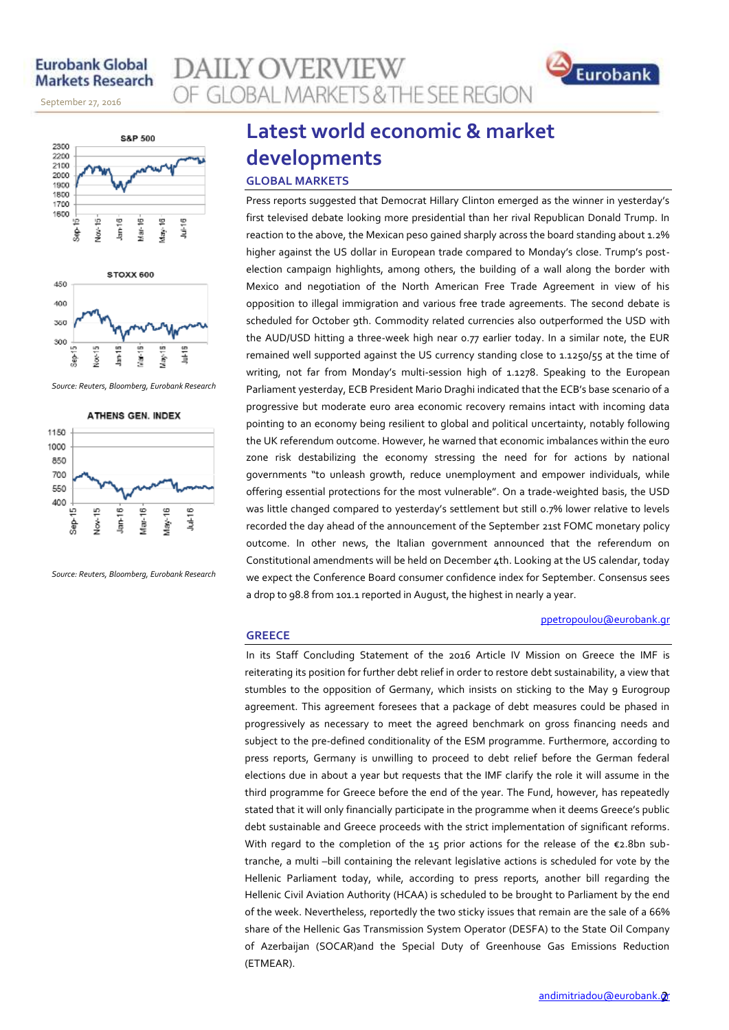# Latest world economic & market developments

## GLOBAL MARKETS

Press reports suggested that Democrat Hillary Clinton emerged as the winner in yesterday's first televised debate looking more presidential than her rival Republican Donald Trump. In reaction to the above, the Mexican peso gained sharply across the board standing about 1.2% higher against the US dollar in European trade compared to Monday's close. Trump's post-election campaign highlights, among others, the building of a wall along the border with Mexico and negotiation of the North American Free Trade Agreement in view of his opposition to illegal immigration and various free trade agreements. The second debate is scheduled for October 9th. Commodity related currencies also outperformed the USD with the AUD/USD hitting a three-week high near 0.77 earlier today. In a similar note, the EUR remained well supported against the US currency standing close to 1.1250/55 at the time of writing, not far from Monday's multi-session high of 1.1278. Speaking to the European Parliament yesterday, ECB President Mario Draghi indicated that the ECB's base scenario of a progressive but moderate euro area economic recovery remains intact with incoming data pointing to an economy being resilient to global and political uncertainty, notably following the UK referendum outcome. However, he warned that economic imbalances within the euro zone risk destabilizing the economy stressing the need for for actions by national governments "to unleash growth, reduce unemployment and empower individuals, while offering essential protections for the most vulnerable". On a trade-weighted basis, the USD was little changed compared to yesterday's settlement but still 0.7% lower relative to levels recorded the day ahead of the announcement of the September 21st FOMC monetary policy outcome. In other news, the Italian government announced that the referendum on Constitutional amendments will be held on December 4th. Looking at the US calendar, today we expect the Conference Board consumer confidence index for September. Consensus sees a drop to 98.8 from 101.1 reported in August, the highest in nearly a year.

ppetropoulou@eurobank.gr

## GREECE

In its Staff Concluding Statement of the 2016 Article IV Mission on Greece the IMF is reiterating its position for further debt relief in order to restore debt sustainability, a view that stumbles to the opposition of Germany, which insists on sticking to the May 9 Eurogroup agreement. This agreement foresees that a package of debt measures could be phased in progressively as necessary to meet the agreed benchmark on gross financing needs and subject to the pre-defined conditionality of the ESM programme. Furthermore, according to press reports, Germany is unwilling to proceed to debt relief before the German federal elections due in about a year but requests that the IMF clarify the role it will assume in the third programme for Greece before the end of the year. The Fund, however, has repeatedly stated that it will only financially participate in the programme when it deems Greece's public debt sustainable and Greece proceeds with the strict implementation of significant reforms. With regard to the completion of the 15 prior actions for the release of the €2.8bn sub-tranche, a multi –bill containing the relevant legislative actions is scheduled for vote by the Hellenic Parliament today, while, according to press reports, another bill regarding the Hellenic Civil Aviation Authority (HCAA) is scheduled to be brought to Parliament by the end of the week. Nevertheless, reportedly the two sticky issues that remain are the sale of a 66% share of the Hellenic Gas Transmission System Operator (DESFA) to the State Oil Company of Azerbaijan (SOCAR)and the Special Duty of Greenhouse Gas Emissions Reduction (ETMEAR).

andimitriadou@eurobank.gr

S&P 500

STOXX 600

*Source: Reuters, Bloomberg, Eurobank Research*

ATHENS GEN. INDEX

*Source: Reuters, Bloomberg, Eurobank Research*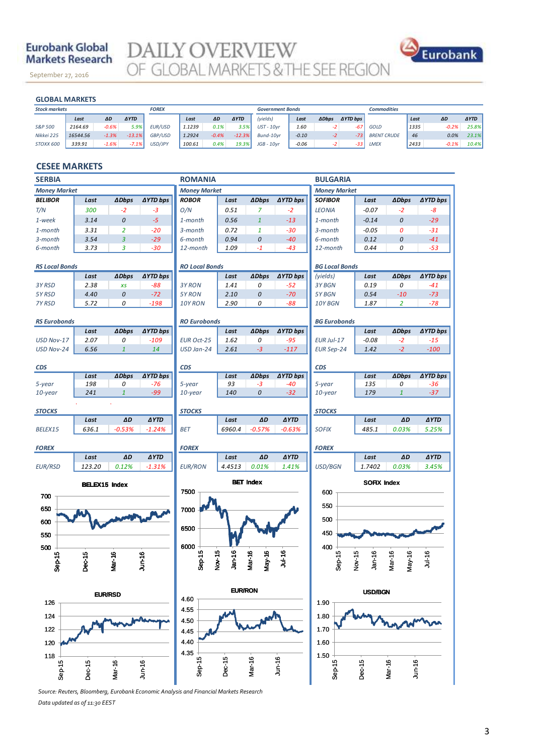Eurobank Global Markets Research

September 27, 2016

# DAILY OVERVIEW OF GLOBAL MARKETS & THE SEE REGION

## GLOBAL MARKETS

**Stock markets**

| | Last | ΔD | ΔYTD |
|---|---|---|---|
| S&P 500 | 2164.69 | -0.6% | 5.9% |
| Nikkei 225 | 16544.56 | -1.3% | -13.1% |
| STOXX 600 | 339.91 | -1.6% | -7.1% |

**FOREX**

| | Last | ΔD | ΔYTD |
|---|---|---|---|
| EUR/USD | 1.1239 | 0.1% | 3.5% |
| GBP/USD | 1.2924 | -0.4% | -12.3% |
| USD/JPY | 100.61 | 0.4% | 19.3% |

**Government Bonds**

| (yields) | Last | ΔDbps | ΔYTD bps |
|---|---|---|---|
| UST - 10yr | 1.60 | -2 | -67 |
| Bund-10yr | -0.10 | -2 | -73 |
| JGB - 10yr | -0.06 | -2 | -33 |

**Commodities**

| | Last | ΔD | ΔYTD |
|---|---|---|---|
| GOLD | 1335 | -0.2% | 25.8% |
| BRENT CRUDE | 46 | 0.0% | 23.1% |
| LMEX | 2433 | -0.1% | 10.4% |

## CESEE MARKETS

### SERBIA

**Money Market**

| BELIBOR | Last | ΔDbps | ΔYTD bps |
|---|---|---|---|
| T/N | 300 | -2 | -3 |
| 1-week | 3.14 | 0 | -5 |
| 1-month | 3.31 | 2 | -20 |
| 3-month | 3.54 | 3 | -29 |
| 6-month | 3.73 | 3 | -30 |

**RS Local Bonds**

| | Last | ΔDbps | ΔYTD bps |
|---|---|---|---|
| 3Y RSD | 2.38 | xs | -88 |
| 5Y RSD | 4.40 | 0 | -72 |
| 7Y RSD | 5.72 | 0 | -198 |

**RS Eurobonds**

| | Last | ΔDbps | ΔYTD bps |
|---|---|---|---|
| USD Nov-17 | 2.07 | 0 | -109 |
| USD Nov-24 | 6.56 | 1 | 14 |

**CDS**

| | Last | ΔDbps | ΔYTD bps |
|---|---|---|---|
| 5-year | 198 | 0 | -76 |
| 10-year | 241 | 1 | -99 |

**STOCKS**

| | Last | ΔD | ΔYTD |
|---|---|---|---|
| BELEX15 | 636.1 | -0.53% | -1.24% |

**FOREX**

| | Last | ΔD | ΔYTD |
|---|---|---|---|
| EUR/RSD | 123.20 | 0.12% | -1.31% |

### ROMANIA

**Money Market**

| ROBOR | Last | ΔDbps | ΔYTD bps |
|---|---|---|---|
| O/N | 0.51 | 7 | -2 |
| 1-month | 0.56 | 1 | -13 |
| 3-month | 0.72 | 1 | -30 |
| 6-month | 0.94 | 0 | -40 |
| 12-month | 1.09 | -1 | -43 |

**RO Local Bonds**

| | Last | ΔDbps | ΔYTD bps |
|---|---|---|---|
| 3Y RON | 1.41 | 0 | -52 |
| 5Y RON | 2.10 | 0 | -70 |
| 10Y RON | 2.90 | 0 | -88 |

**RO Eurobonds**

| | Last | ΔDbps | ΔYTD bps |
|---|---|---|---|
| EUR Oct-25 | 1.62 | 0 | -95 |
| USD Jan-24 | 2.61 | -3 | -117 |

**CDS**

| | Last | ΔDbps | ΔYTD bps |
|---|---|---|---|
| 5-year | 93 | -3 | -40 |
| 10-year | 140 | 0 | -32 |

**STOCKS**

| | Last | ΔD | ΔYTD |
|---|---|---|---|
| BET | 6960.4 | -0.57% | -0.63% |

**FOREX**

| | Last | ΔD | ΔYTD |
|---|---|---|---|
| EUR/RON | 4.4513 | 0.01% | 1.41% |

### BULGARIA

**Money Market**

| SOFIBOR | Last | ΔDbps | ΔYTD bps |
|---|---|---|---|
| LEONIA | -0.07 | -2 | -8 |
| 1-month | -0.14 | 0 | -29 |
| 3-month | -0.05 | 0 | -31 |
| 6-month | 0.12 | 0 | -41 |
| 12-month | 0.44 | 0 | -53 |

**BG Local Bonds**

| (yields) | Last | ΔDbps | ΔYTD bps |
|---|---|---|---|
| 3Y BGN | 0.19 | 0 | -41 |
| 5Y BGN | 0.54 | -10 | -73 |
| 10Y BGN | 1.87 | 2 | -78 |

**BG Eurobonds**

| | Last | ΔDbps | ΔYTD bps |
|---|---|---|---|
| EUR Jul-17 | -0.08 | -2 | -15 |
| EUR Sep-24 | 1.42 | -2 | -100 |

**CDS**

| | Last | ΔDbps | ΔYTD bps |
|---|---|---|---|
| 5-year | 135 | 0 | -36 |
| 10-year | 179 | 1 | -37 |

**STOCKS**

| | Last | ΔD | ΔYTD |
|---|---|---|---|
| SOFIX | 485.1 | 0.03% | 5.25% |

**FOREX**

| | Last | ΔD | ΔYTD |
|---|---|---|---|
| USD/BGN | 1.7402 | 0.03% | 3.45% |

BELEX15 Index

BET Index

SOFIX Index

EUR/RSD

EUR/RON

USD/BGN

*Source: Reuters, Bloomberg, Eurobank Economic Analysis and Financial Markets Research*

*Data updated as of 11:30 EEST*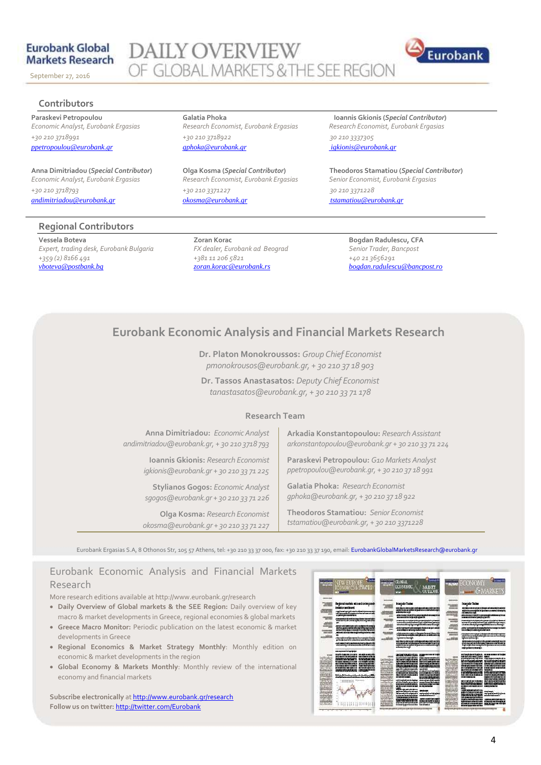## Contributors

**Paraskevi Petropoulou**
*Economic Analyst, Eurobank Ergasias*
*+30 210 3718991*
*ppetropoulou@eurobank.gr*

**Galatia Phoka**
*Research Economist, Eurobank Ergasias*
*+30 210 3718922*
*gphoka@eurobank.gr*

**Ioannis Gkionis (*Special Contributor*)**
*Research Economist, Eurobank Ergasias*
*30 210 3337305*
*igkionis@eurobank.gr*

**Anna Dimitriadou (*Special Contributor*)**
*Economic Analyst, Eurobank Ergasias*
*+30 210 3718793*
*andimitriadou@eurobank.gr*

**Olga Kosma (*Special Contributor*)**
*Research Economist, Eurobank Ergasias*
*+30 210 3371227*
*okosma@eurobank.gr*

**Theodoros Stamatiou (*Special Contributor*)**
*Senior Economist, Eurobank Ergasias*
*30 210 3371228*
*tstamatiou@eurobank.gr*

## Regional Contributors

**Vessela Boteva**
*Expert, trading desk, Eurobank Bulgaria*
*+359 (2) 8166 491*
*vboteva@postbank.bg*

**Zoran Korac**
*FX dealer, Eurobank ad Beograd*
*+381 11 206 5821*
*zoran.korac@eurobank.rs*

**Bogdan Radulescu, CFA**
*Senior Trader, Bancpost*
*+40 21 3656291*
*bogdan.radulescu@bancpost.ro*

## Eurobank Economic Analysis and Financial Markets Research

**Dr. Platon Monokroussos:** *Group Chief Economist*
*pmonokrousos@eurobank.gr, + 30 210 37 18 903*

**Dr. Tassos Anastasatos:** *Deputy Chief Economist*
*tanastasatos@eurobank.gr, + 30 210 33 71 178*

### Research Team

**Anna Dimitriadou:** *Economic Analyst*
*andimitriadou@eurobank.gr, + 30 210 3718 793*

**Ioannis Gkionis:** *Research Economist*
*igkionis@eurobank.gr + 30 210 33 71 225*

**Stylianos Gogos:** *Economic Analyst*
*sgogos@eurobank.gr + 30 210 33 71 226*

**Olga Kosma:** *Research Economist*
*okosma@eurobank.gr + 30 210 33 71 227*

**Arkadia Konstantopoulou:** *Research Assistant*
*arkonstantopoulou@eurobank.gr + 30 210 33 71 224*

**Paraskevi Petropoulou:** *G10 Markets Analyst*
*ppetropoulou@eurobank.gr, + 30 210 37 18 991*

**Galatia Phoka:** *Research Economist*
*gphoka@eurobank.gr, + 30 210 37 18 922*

**Theodoros Stamatiou:** *Senior Economist*
*tstamatiou@eurobank.gr, + 30 210 3371228*

Eurobank Ergasias S.A, 8 Othonos Str, 105 57 Athens, tel: +30 210 33 37 000, fax: +30 210 33 37 190, email: EurobankGlobalMarketsResearch@eurobank.gr

## Eurobank Economic Analysis and Financial Markets Research

More research editions available at http://www.eurobank.gr/research

- **Daily Overview of Global markets & the SEE Region:** Daily overview of key macro & market developments in Greece, regional economies & global markets
- **Greece Macro Monitor:** Periodic publication on the latest economic & market developments in Greece
- **Regional Economics & Market Strategy Monthly**: Monthly edition on economic & market developments in the region
- **Global Economy & Markets Monthly**: Monthly review of the international economy and financial markets

**Subscribe electronically** at http://www.eurobank.gr/research
**Follow us on twitter:** http://twitter.com/Eurobank